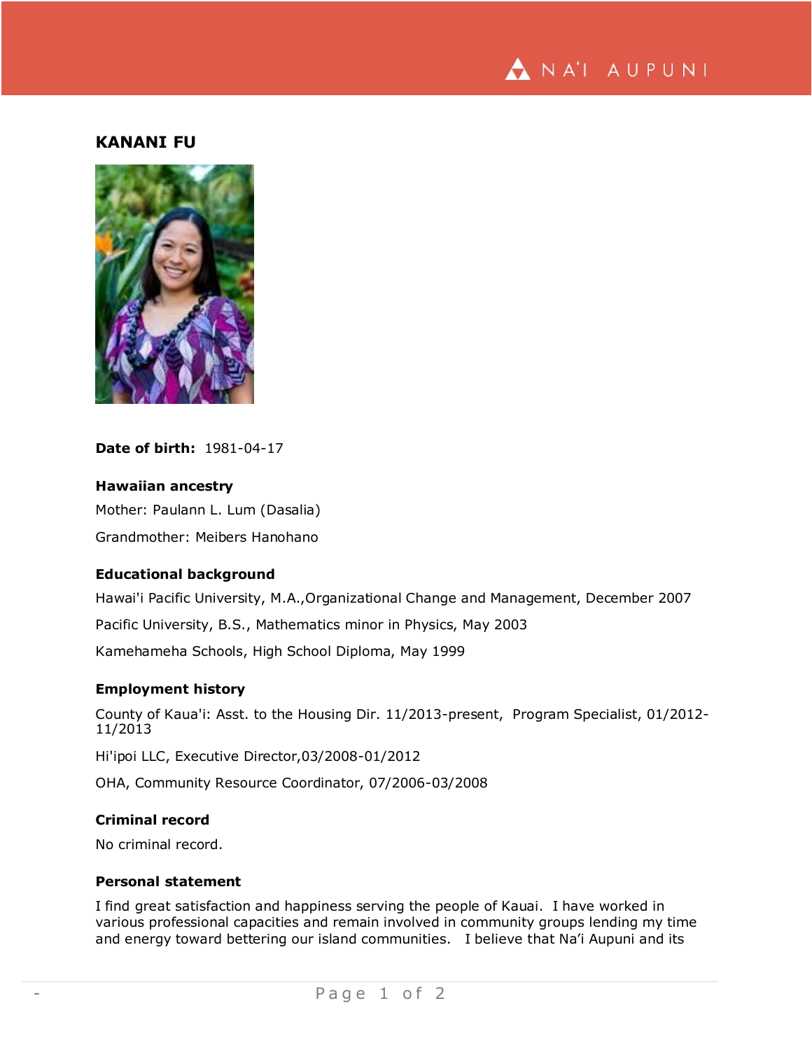# KANANI FU

**Date of birth:** 1981-04-17

### Hawaiian ancestry

Mother: Paulann L. Lum (Dasalia)

Grandmother: Meibers Hanohano

### Educational background

Hawai'i Pacific University, M.A.,Organizational Change and Management, December 2007

Pacific University, B.S., Mathematics minor in Physics, May 2003

Kamehameha Schools, High School Diploma, May 1999

### Employment history

County of Kaua'i: Asst. to the Housing Dir. 11/2013-present, Program Specialist, 01/2012-11/2013

Hi'ipoi LLC, Executive Director,03/2008-01/2012

OHA, Community Resource Coordinator, 07/2006-03/2008

### Criminal record

No criminal record.

### Personal statement

I find great satisfaction and happiness serving the people of Kauai. I have worked in various professional capacities and remain involved in community groups lending my time and energy toward bettering our island communities. I believe that Na'i Aupuni and its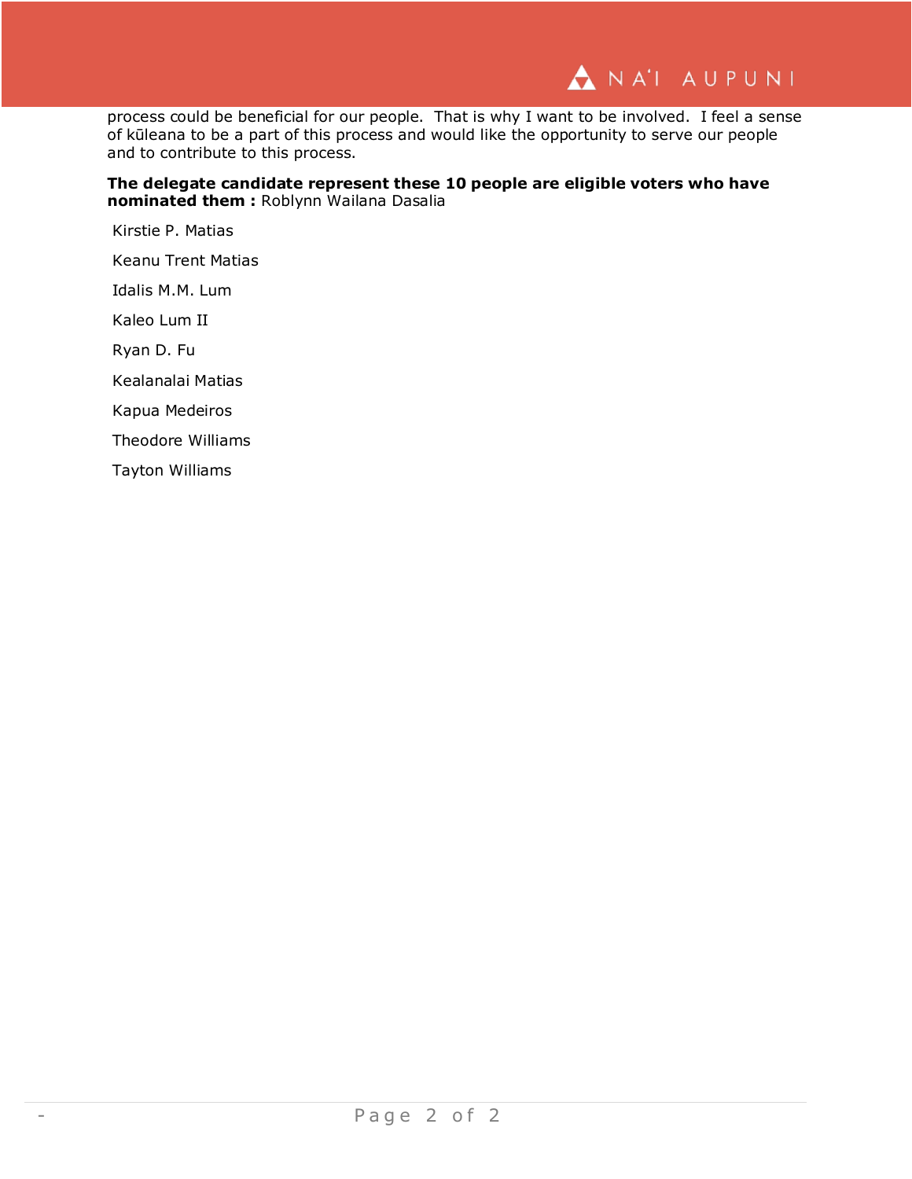process could be beneficial for our people. That is why I want to be involved. I feel a sense of kūleana to be a part of this process and would like the opportunity to serve our people and to contribute to this process.

**The delegate candidate represent these 10 people are eligible voters who have nominated them :** Roblynn Wailana Dasalia

Kirstie P. Matias

Keanu Trent Matias

Idalis M.M. Lum

Kaleo Lum II

Ryan D. Fu

Kealanalai Matias

Kapua Medeiros

Theodore Williams

Tayton Williams